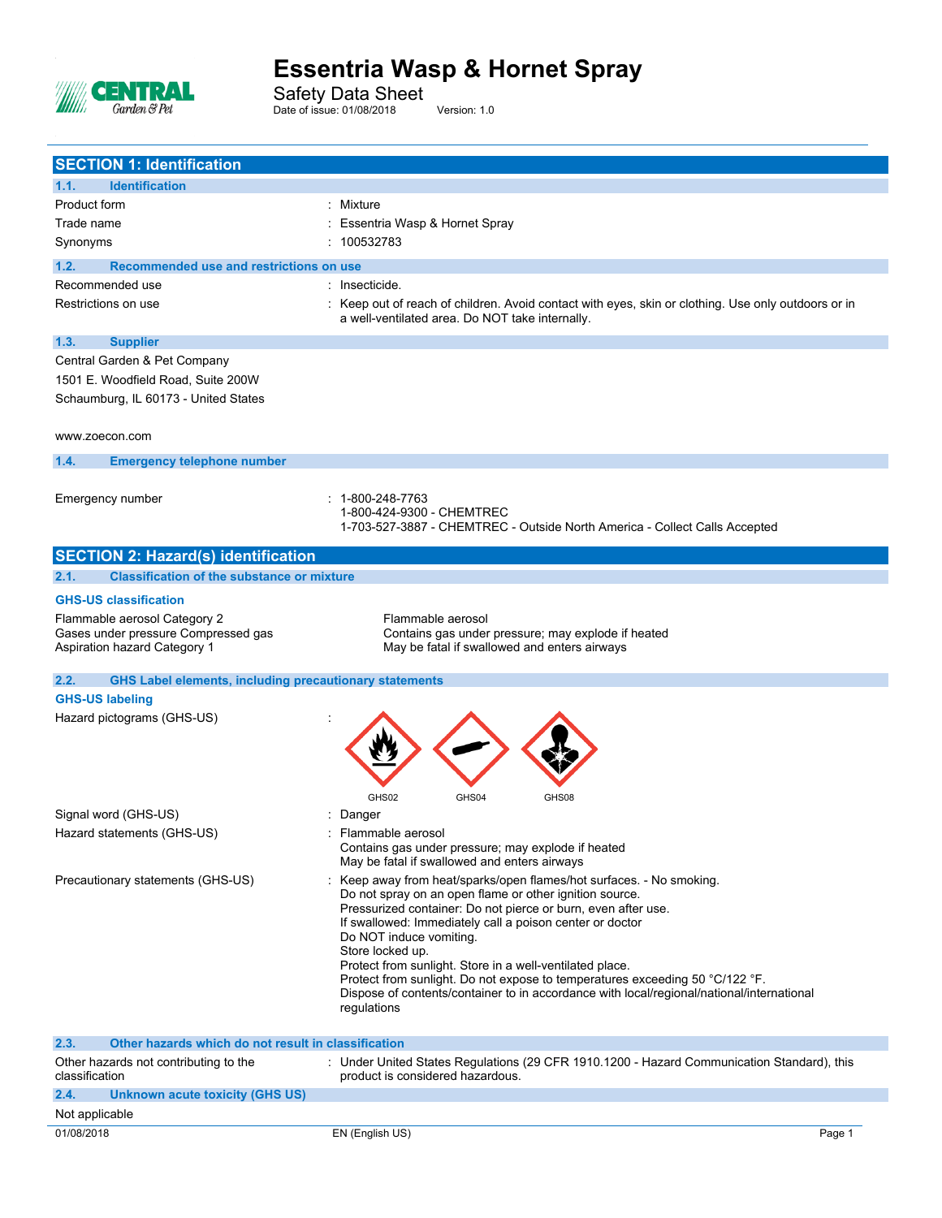# Essentria Wasp & Hornet Spray

Safety Data Sheet

Date of issue: 01/08/2018 Version: 1.0

## SECTION 1: Identification

### 1.1. Identification

| | |
|---|---|
| Product form | : Mixture |
| Trade name | : Essentria Wasp & Hornet Spray |
| Synonyms | : 100532783 |

### 1.2. Recommended use and restrictions on use

| | |
|---|---|
| Recommended use | : Insecticide. |
| Restrictions on use | : Keep out of reach of children. Avoid contact with eyes, skin or clothing. Use only outdoors or in a well-ventilated area. Do NOT take internally. |

### 1.3. Supplier

Central Garden & Pet Company
1501 E. Woodfield Road, Suite 200W
Schaumburg, IL 60173 - United States

www.zoecon.com

### 1.4. Emergency telephone number

Emergency number : 1-800-248-7763
1-800-424-9300 - CHEMTREC
1-703-527-3887 - CHEMTREC - Outside North America - Collect Calls Accepted

## SECTION 2: Hazard(s) identification

### 2.1. Classification of the substance or mixture

**GHS-US classification**

| | |
|---|---|
| Flammable aerosol Category 2 | Flammable aerosol |
| Gases under pressure Compressed gas | Contains gas under pressure; may explode if heated |
| Aspiration hazard Category 1 | May be fatal if swallowed and enters airways |

### 2.2. GHS Label elements, including precautionary statements

**GHS-US labeling**

Hazard pictograms (GHS-US) : GHS02 GHS04 GHS08

Signal word (GHS-US) : Danger

Hazard statements (GHS-US) : Flammable aerosol
Contains gas under pressure; may explode if heated
May be fatal if swallowed and enters airways

Precautionary statements (GHS-US) : Keep away from heat/sparks/open flames/hot surfaces. - No smoking.
Do not spray on an open flame or other ignition source.
Pressurized container: Do not pierce or burn, even after use.
If swallowed: Immediately call a poison center or doctor
Do NOT induce vomiting.
Store locked up.
Protect from sunlight. Store in a well-ventilated place.
Protect from sunlight. Do not expose to temperatures exceeding 50 °C/122 °F.
Dispose of contents/container to in accordance with local/regional/national/international regulations

### 2.3. Other hazards which do not result in classification

Other hazards not contributing to the classification : Under United States Regulations (29 CFR 1910.1200 - Hazard Communication Standard), this product is considered hazardous.

### 2.4. Unknown acute toxicity (GHS US)

Not applicable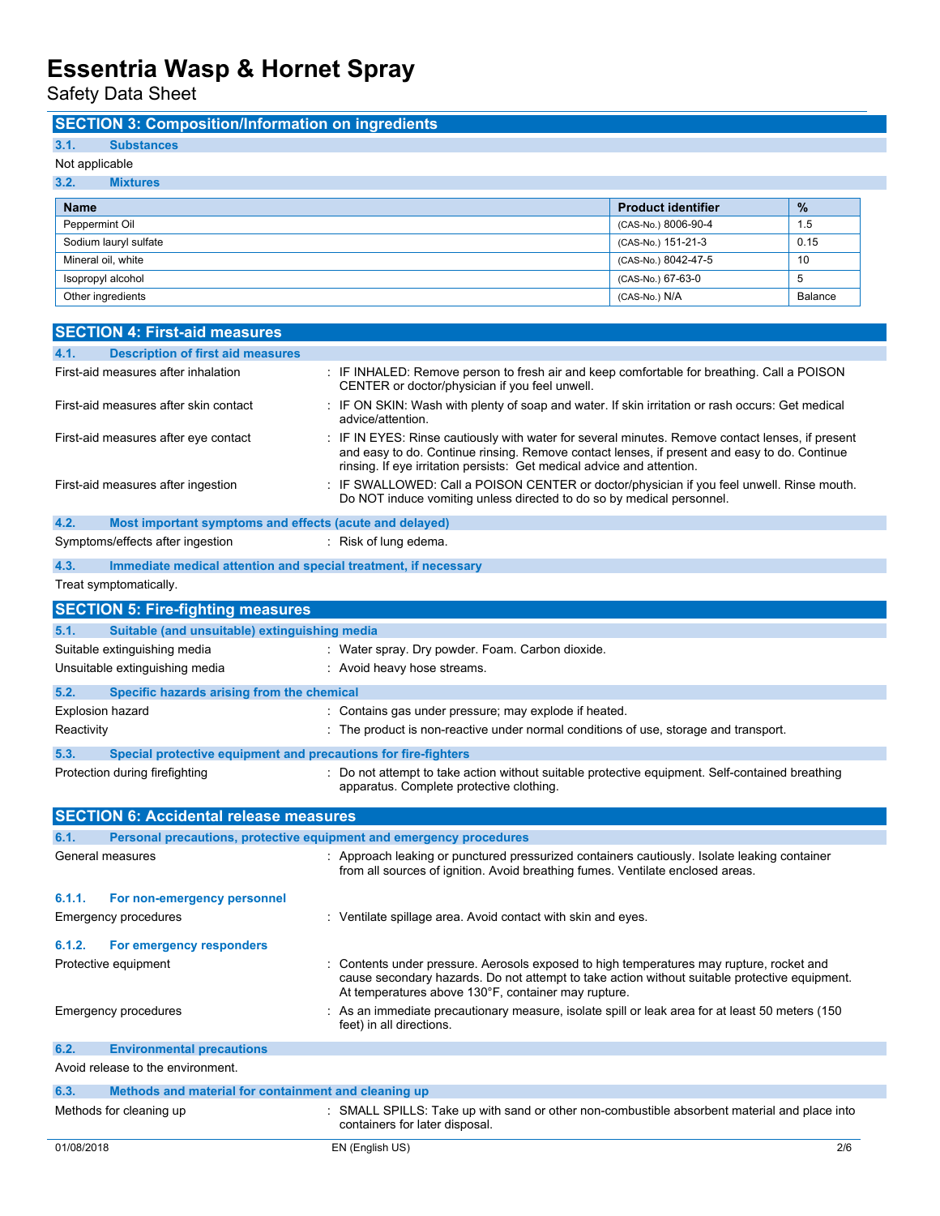## SECTION 3: Composition/Information on ingredients

### 3.1. Substances

Not applicable

### 3.2. Mixtures

| Name | Product identifier | % |
|---|---|---|
| Peppermint Oil | (CAS-No.) 8006-90-4 | 1.5 |
| Sodium lauryl sulfate | (CAS-No.) 151-21-3 | 0.15 |
| Mineral oil, white | (CAS-No.) 8042-47-5 | 10 |
| Isopropyl alcohol | (CAS-No.) 67-63-0 | 5 |
| Other ingredients | (CAS-No.) N/A | Balance |

## SECTION 4: First-aid measures

### 4.1. Description of first aid measures

First-aid measures after inhalation : IF INHALED: Remove person to fresh air and keep comfortable for breathing. Call a POISON CENTER or doctor/physician if you feel unwell.

First-aid measures after skin contact : IF ON SKIN: Wash with plenty of soap and water. If skin irritation or rash occurs: Get medical advice/attention.

First-aid measures after eye contact : IF IN EYES: Rinse cautiously with water for several minutes. Remove contact lenses, if present and easy to do. Continue rinsing. Remove contact lenses, if present and easy to do. Continue rinsing. If eye irritation persists: Get medical advice and attention.

First-aid measures after ingestion : IF SWALLOWED: Call a POISON CENTER or doctor/physician if you feel unwell. Rinse mouth. Do NOT induce vomiting unless directed to do so by medical personnel.

### 4.2. Most important symptoms and effects (acute and delayed)

Symptoms/effects after ingestion : Risk of lung edema.

### 4.3. Immediate medical attention and special treatment, if necessary

Treat symptomatically.

## SECTION 5: Fire-fighting measures

### 5.1. Suitable (and unsuitable) extinguishing media

Suitable extinguishing media : Water spray. Dry powder. Foam. Carbon dioxide.

Unsuitable extinguishing media : Avoid heavy hose streams.

### 5.2. Specific hazards arising from the chemical

Explosion hazard : Contains gas under pressure; may explode if heated.

Reactivity : The product is non-reactive under normal conditions of use, storage and transport.

### 5.3. Special protective equipment and precautions for fire-fighters

Protection during firefighting : Do not attempt to take action without suitable protective equipment. Self-contained breathing apparatus. Complete protective clothing.

## SECTION 6: Accidental release measures

### 6.1. Personal precautions, protective equipment and emergency procedures

General measures : Approach leaking or punctured pressurized containers cautiously. Isolate leaking container from all sources of ignition. Avoid breathing fumes. Ventilate enclosed areas.

#### 6.1.1. For non-emergency personnel

Emergency procedures : Ventilate spillage area. Avoid contact with skin and eyes.

#### 6.1.2. For emergency responders

Protective equipment : Contents under pressure. Aerosols exposed to high temperatures may rupture, rocket and cause secondary hazards. Do not attempt to take action without suitable protective equipment. At temperatures above 130°F, container may rupture.

Emergency procedures : As an immediate precautionary measure, isolate spill or leak area for at least 50 meters (150 feet) in all directions.

### 6.2. Environmental precautions

Avoid release to the environment.

### 6.3. Methods and material for containment and cleaning up

Methods for cleaning up : SMALL SPILLS: Take up with sand or other non-combustible absorbent material and place into containers for later disposal.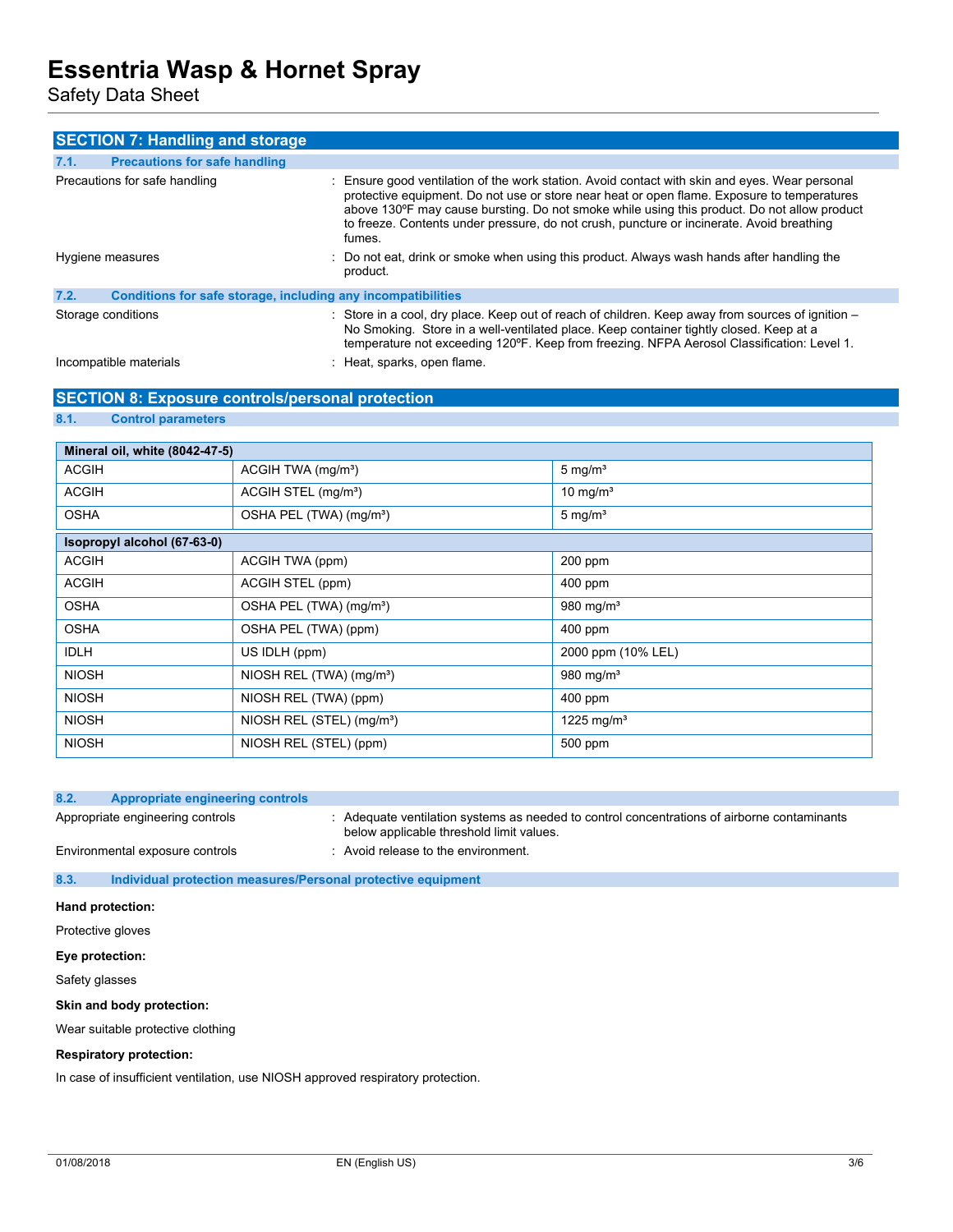## SECTION 7: Handling and storage

### 7.1. Precautions for safe handling

Precautions for safe handling : Ensure good ventilation of the work station. Avoid contact with skin and eyes. Wear personal protective equipment. Do not use or store near heat or open flame. Exposure to temperatures above 130ºF may cause bursting. Do not smoke while using this product. Do not allow product to freeze. Contents under pressure, do not crush, puncture or incinerate. Avoid breathing fumes.

Hygiene measures : Do not eat, drink or smoke when using this product. Always wash hands after handling the product.

### 7.2. Conditions for safe storage, including any incompatibilities

Storage conditions : Store in a cool, dry place. Keep out of reach of children. Keep away from sources of ignition – No Smoking. Store in a well-ventilated place. Keep container tightly closed. Keep at a temperature not exceeding 120ºF. Keep from freezing. NFPA Aerosol Classification: Level 1.

Incompatible materials : Heat, sparks, open flame.

## SECTION 8: Exposure controls/personal protection

### 8.1. Control parameters

| Mineral oil, white (8042-47-5) | | |
|---|---|---|
| ACGIH | ACGIH TWA (mg/m³) | 5 mg/m³ |
| ACGIH | ACGIH STEL (mg/m³) | 10 mg/m³ |
| OSHA | OSHA PEL (TWA) (mg/m³) | 5 mg/m³ |

| Isopropyl alcohol (67-63-0) | | |
|---|---|---|
| ACGIH | ACGIH TWA (ppm) | 200 ppm |
| ACGIH | ACGIH STEL (ppm) | 400 ppm |
| OSHA | OSHA PEL (TWA) (mg/m³) | 980 mg/m³ |
| OSHA | OSHA PEL (TWA) (ppm) | 400 ppm |
| IDLH | US IDLH (ppm) | 2000 ppm (10% LEL) |
| NIOSH | NIOSH REL (TWA) (mg/m³) | 980 mg/m³ |
| NIOSH | NIOSH REL (TWA) (ppm) | 400 ppm |
| NIOSH | NIOSH REL (STEL) (mg/m³) | 1225 mg/m³ |
| NIOSH | NIOSH REL (STEL) (ppm) | 500 ppm |

### 8.2. Appropriate engineering controls

Appropriate engineering controls : Adequate ventilation systems as needed to control concentrations of airborne contaminants below applicable threshold limit values.

Environmental exposure controls : Avoid release to the environment.

### 8.3. Individual protection measures/Personal protective equipment

**Hand protection:**

Protective gloves

**Eye protection:**

Safety glasses

**Skin and body protection:**

Wear suitable protective clothing

**Respiratory protection:**

In case of insufficient ventilation, use NIOSH approved respiratory protection.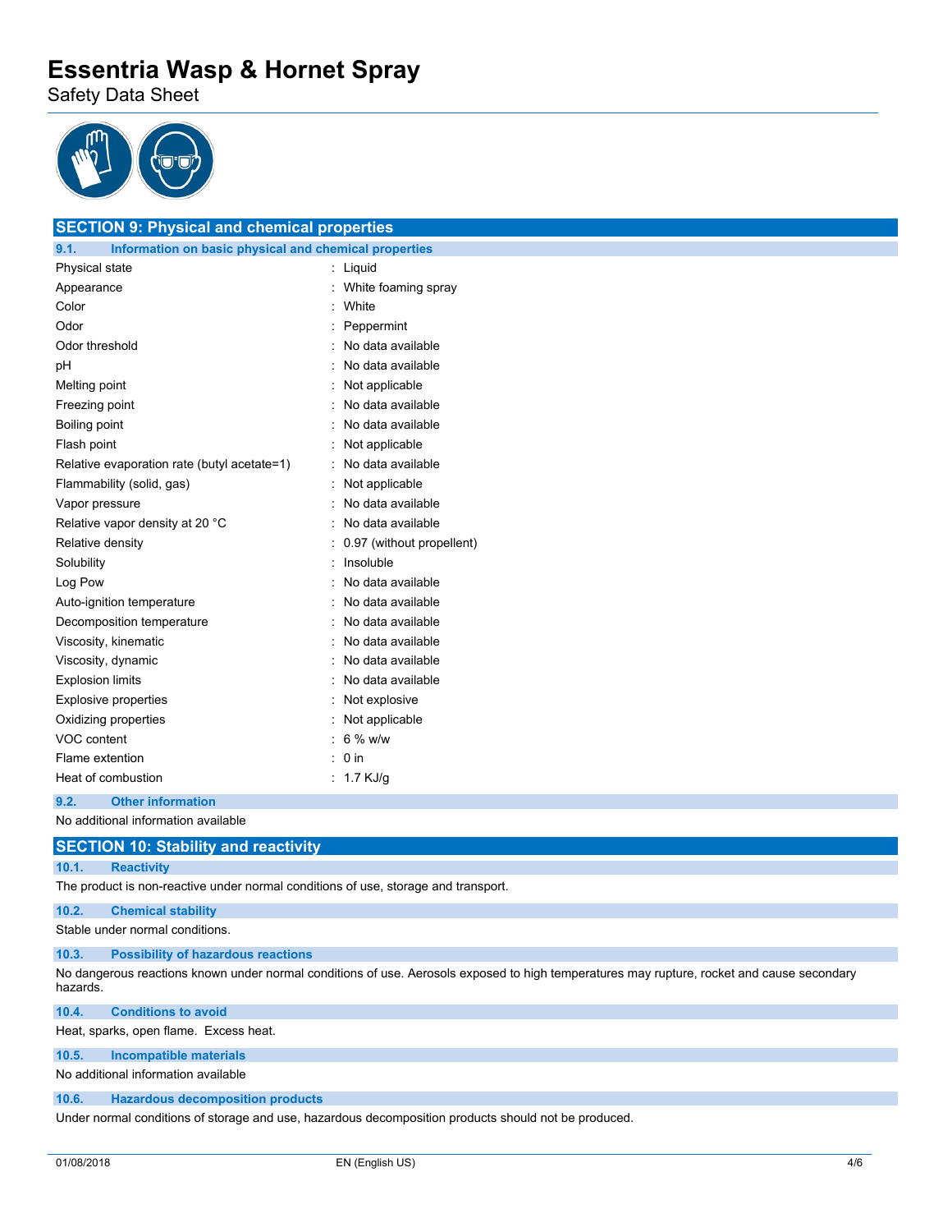## SECTION 9: Physical and chemical properties

### 9.1. Information on basic physical and chemical properties

| Property | Value |
|---|---|
| Physical state | Liquid |
| Appearance | White foaming spray |
| Color | White |
| Odor | Peppermint |
| Odor threshold | No data available |
| pH | No data available |
| Melting point | Not applicable |
| Freezing point | No data available |
| Boiling point | No data available |
| Flash point | Not applicable |
| Relative evaporation rate (butyl acetate=1) | No data available |
| Flammability (solid, gas) | Not applicable |
| Vapor pressure | No data available |
| Relative vapor density at 20 °C | No data available |
| Relative density | 0.97 (without propellent) |
| Solubility | Insoluble |
| Log Pow | No data available |
| Auto-ignition temperature | No data available |
| Decomposition temperature | No data available |
| Viscosity, kinematic | No data available |
| Viscosity, dynamic | No data available |
| Explosion limits | No data available |
| Explosive properties | Not explosive |
| Oxidizing properties | Not applicable |
| VOC content | 6 % w/w |
| Flame extention | 0 in |
| Heat of combustion | 1.7 KJ/g |

### 9.2. Other information

No additional information available

## SECTION 10: Stability and reactivity

### 10.1. Reactivity

The product is non-reactive under normal conditions of use, storage and transport.

### 10.2. Chemical stability

Stable under normal conditions.

### 10.3. Possibility of hazardous reactions

No dangerous reactions known under normal conditions of use. Aerosols exposed to high temperatures may rupture, rocket and cause secondary hazards.

### 10.4. Conditions to avoid

Heat, sparks, open flame. Excess heat.

### 10.5. Incompatible materials

No additional information available

### 10.6. Hazardous decomposition products

Under normal conditions of storage and use, hazardous decomposition products should not be produced.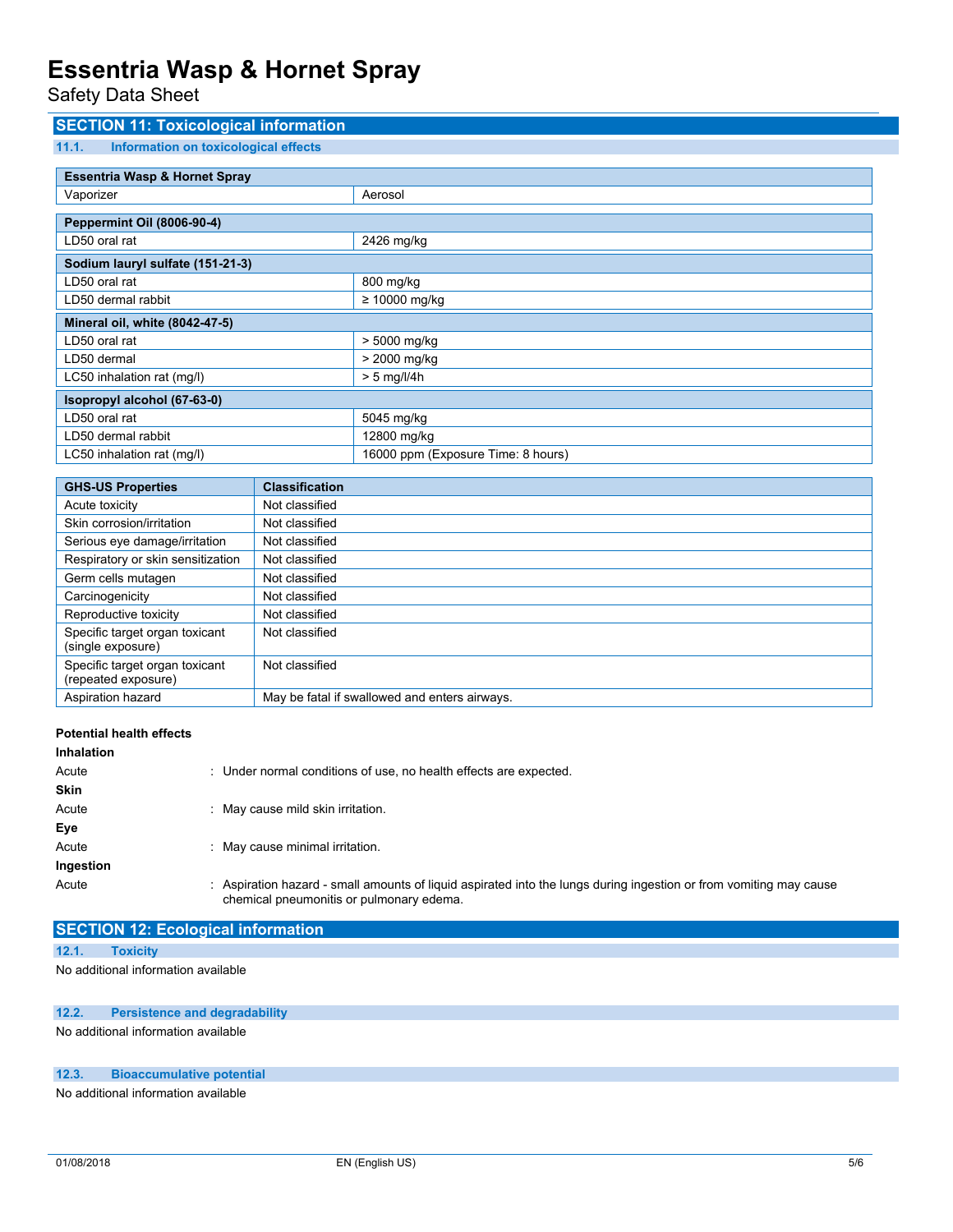## SECTION 11: Toxicological information

### 11.1. Information on toxicological effects

| Essentria Wasp & Hornet Spray | |
|---|---|
| Vaporizer | Aerosol |

| Peppermint Oil (8006-90-4) | |
|---|---|
| LD50 oral rat | 2426 mg/kg |

| Sodium lauryl sulfate (151-21-3) | |
|---|---|
| LD50 oral rat | 800 mg/kg |
| LD50 dermal rabbit | ≥ 10000 mg/kg |

| Mineral oil, white (8042-47-5) | |
|---|---|
| LD50 oral rat | > 5000 mg/kg |
| LD50 dermal | > 2000 mg/kg |
| LC50 inhalation rat (mg/l) | > 5 mg/l/4h |

| Isopropyl alcohol (67-63-0) | |
|---|---|
| LD50 oral rat | 5045 mg/kg |
| LD50 dermal rabbit | 12800 mg/kg |
| LC50 inhalation rat (mg/l) | 16000 ppm (Exposure Time: 8 hours) |

| GHS-US Properties | Classification |
|---|---|
| Acute toxicity | Not classified |
| Skin corrosion/irritation | Not classified |
| Serious eye damage/irritation | Not classified |
| Respiratory or skin sensitization | Not classified |
| Germ cells mutagen | Not classified |
| Carcinogenicity | Not classified |
| Reproductive toxicity | Not classified |
| Specific target organ toxicant (single exposure) | Not classified |
| Specific target organ toxicant (repeated exposure) | Not classified |
| Aspiration hazard | May be fatal if swallowed and enters airways. |

**Potential health effects**

**Inhalation**

Acute : Under normal conditions of use, no health effects are expected.

**Skin**

Acute : May cause mild skin irritation.

**Eye**

Acute : May cause minimal irritation.

**Ingestion**

Acute : Aspiration hazard - small amounts of liquid aspirated into the lungs during ingestion or from vomiting may cause chemical pneumonitis or pulmonary edema.

## SECTION 12: Ecological information

### 12.1. Toxicity

No additional information available

### 12.2. Persistence and degradability

No additional information available

### 12.3. Bioaccumulative potential

No additional information available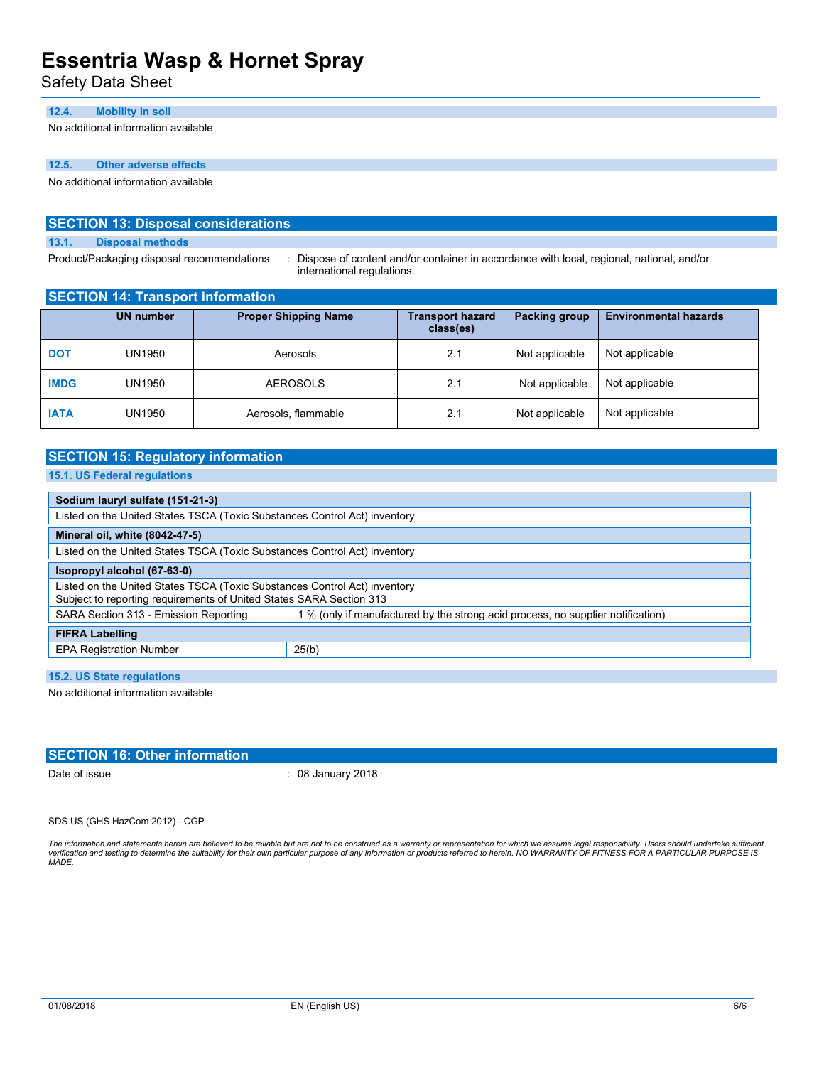### 12.4. Mobility in soil

No additional information available

### 12.5. Other adverse effects

No additional information available

## SECTION 13: Disposal considerations

### 13.1. Disposal methods

Product/Packaging disposal recommendations : Dispose of content and/or container in accordance with local, regional, national, and/or international regulations.

## SECTION 14: Transport information

| | UN number | Proper Shipping Name | Transport hazard class(es) | Packing group | Environmental hazards |
|---|---|---|---|---|---|
| **DOT** | UN1950 | Aerosols | 2.1 | Not applicable | Not applicable |
| **IMDG** | UN1950 | AEROSOLS | 2.1 | Not applicable | Not applicable |
| **IATA** | UN1950 | Aerosols, flammable | 2.1 | Not applicable | Not applicable |

## SECTION 15: Regulatory information

### 15.1. US Federal regulations

| | |
|---|---|
| **Sodium lauryl sulfate (151-21-3)** | |
| Listed on the United States TSCA (Toxic Substances Control Act) inventory | |
| **Mineral oil, white (8042-47-5)** | |
| Listed on the United States TSCA (Toxic Substances Control Act) inventory | |
| **Isopropyl alcohol (67-63-0)** | |
| Listed on the United States TSCA (Toxic Substances Control Act) inventory<br>Subject to reporting requirements of United States SARA Section 313 | |
| SARA Section 313 - Emission Reporting | 1 % (only if manufactured by the strong acid process, no supplier notification) |
| **FIFRA Labelling** | |
| EPA Registration Number | 25(b) |

### 15.2. US State regulations

No additional information available

## SECTION 16: Other information

Date of issue : 08 January 2018

SDS US (GHS HazCom 2012) - CGP

*The information and statements herein are believed to be reliable but are not to be construed as a warranty or representation for which we assume legal responsibility. Users should undertake sufficient verification and testing to determine the suitability for their own particular purpose of any information or products referred to herein. NO WARRANTY OF FITNESS FOR A PARTICULAR PURPOSE IS MADE.*